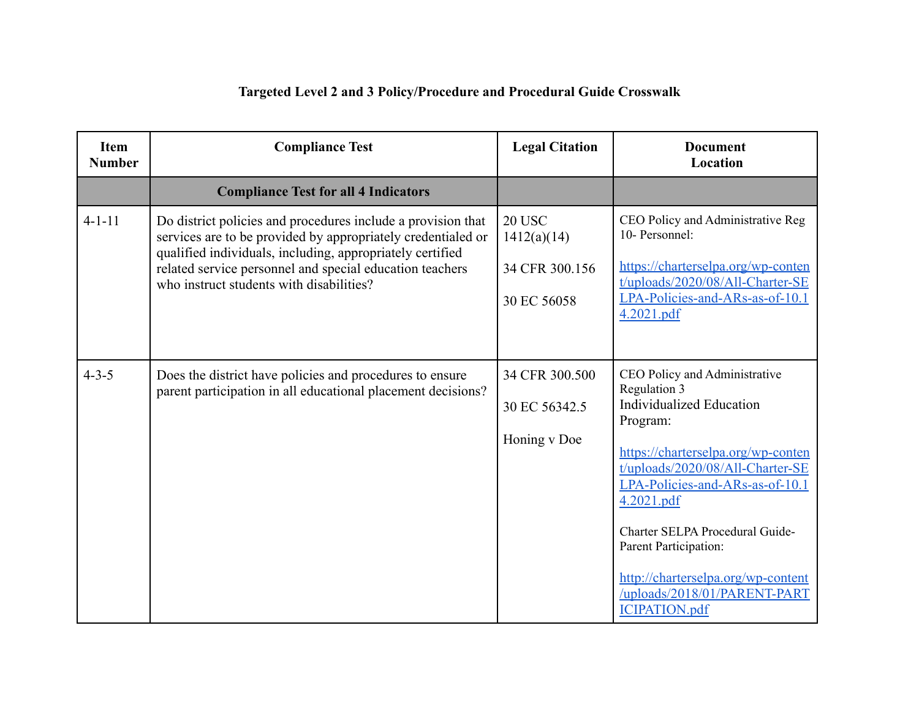# Targeted Level 2 and 3 Policy/Procedure and Procedural Guide Crosswalk

| Item Number | Compliance Test | Legal Citation | Document Location |
|---|---|---|---|
| | **Compliance Test for all 4 Indicators** | | |
| 4-1-11 | Do district policies and procedures include a provision that services are to be provided by appropriately credentialed or qualified individuals, including, appropriately certified related service personnel and special education teachers who instruct students with disabilities? | 20 USC 1412(a)(14)<br><br>34 CFR 300.156<br><br>30 EC 56058 | CEO Policy and Administrative Reg 10- Personnel:<br><br>https://charterselpa.org/wp-content/uploads/2020/08/All-Charter-SELPA-Policies-and-ARs-as-of-10.14.2021.pdf |
| 4-3-5 | Does the district have policies and procedures to ensure parent participation in all educational placement decisions? | 34 CFR 300.500<br><br>30 EC 56342.5<br><br>Honing v Doe | CEO Policy and Administrative Regulation 3 Individualized Education Program:<br><br>https://charterselpa.org/wp-content/uploads/2020/08/All-Charter-SELPA-Policies-and-ARs-as-of-10.14.2021.pdf<br><br>Charter SELPA Procedural Guide- Parent Participation:<br><br>http://charterselpa.org/wp-content/uploads/2018/01/PARENT-PARTICIPATION.pdf |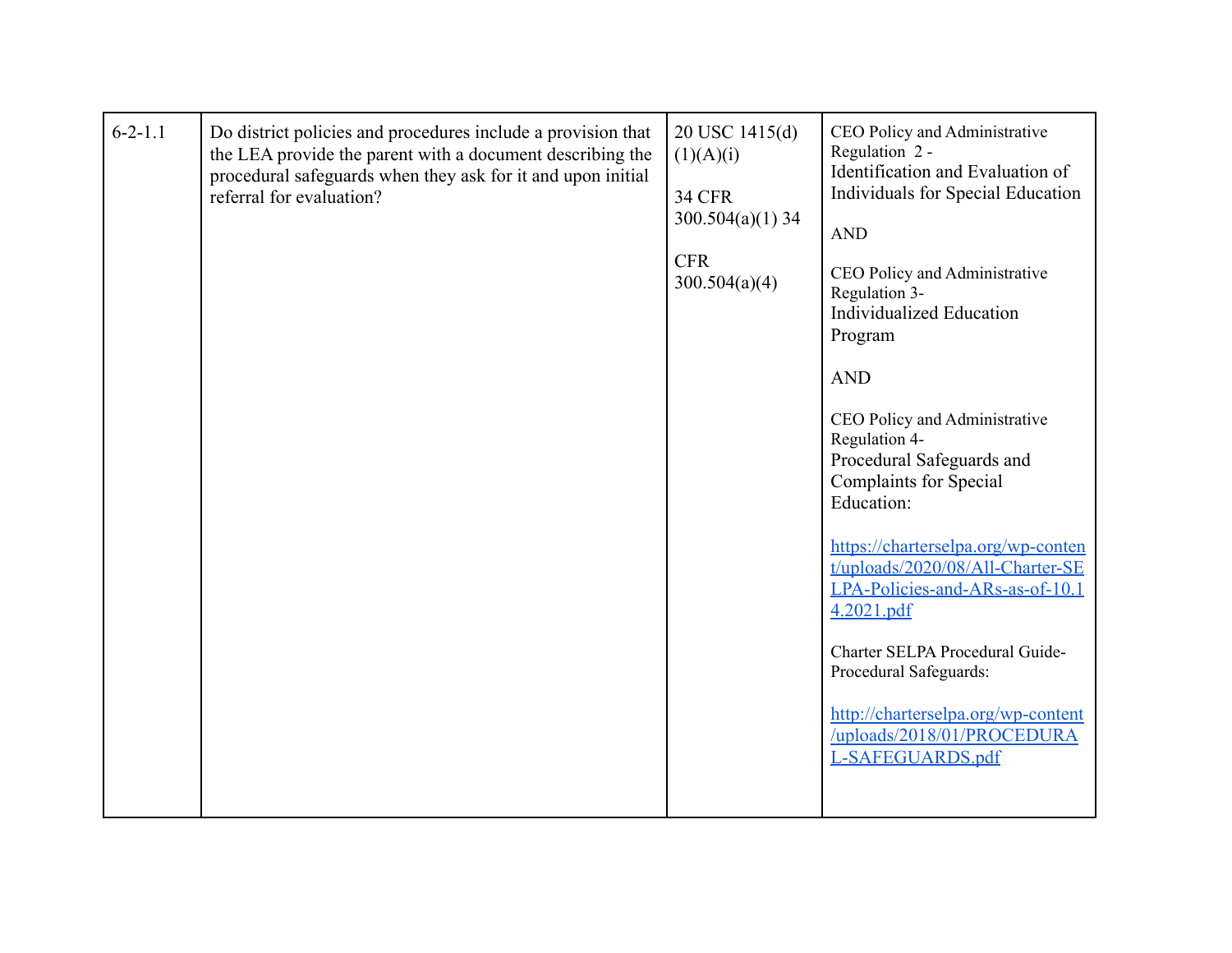| 6-2-1.1 | Do district policies and procedures include a provision that the LEA provide the parent with a document describing the procedural safeguards when they ask for it and upon initial referral for evaluation? | 20 USC 1415(d)(1)(A)(i)<br><br>34 CFR 300.504(a)(1) 34<br><br>CFR 300.504(a)(4) | CEO Policy and Administrative Regulation 2 - Identification and Evaluation of Individuals for Special Education<br><br>AND<br><br>CEO Policy and Administrative Regulation 3- Individualized Education Program<br><br>AND<br><br>CEO Policy and Administrative Regulation 4- Procedural Safeguards and Complaints for Special Education:<br><br>https://charterselpa.org/wp-content/uploads/2020/08/All-Charter-SELPA-Policies-and-ARs-as-of-10.14.2021.pdf<br><br>Charter SELPA Procedural Guide- Procedural Safeguards:<br><br>http://charterselpa.org/wp-content/uploads/2018/01/PROCEDURAL-SAFEGUARDS.pdf |
|---|---|---|---|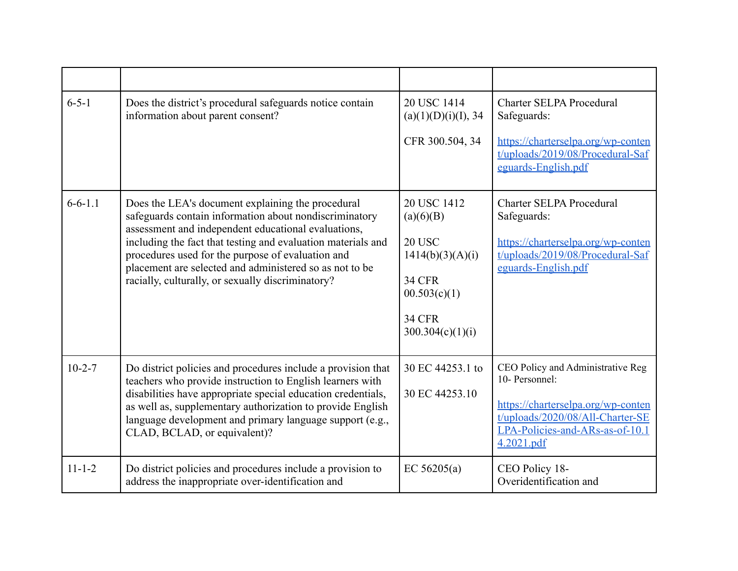| | | | |
|---|---|---|---|
| 6-5-1 | Does the district's procedural safeguards notice contain information about parent consent? | 20 USC 1414 (a)(1)(D)(i)(I), 34 CFR 300.504, 34 | Charter SELPA Procedural Safeguards: [https://charterselpa.org/wp-content/uploads/2019/08/Procedural-Safeguards-English.pdf](https://charterselpa.org/wp-content/uploads/2019/08/Procedural-Safeguards-English.pdf) |
| 6-6-1.1 | Does the LEA's document explaining the procedural safeguards contain information about nondiscriminatory assessment and independent educational evaluations, including the fact that testing and evaluation materials and procedures used for the purpose of evaluation and placement are selected and administered so as not to be racially, culturally, or sexually discriminatory? | 20 USC 1412 (a)(6)(B)<br><br>20 USC 1414(b)(3)(A)(i)<br><br>34 CFR 00.503(c)(1)<br><br>34 CFR 300.304(c)(1)(i) | Charter SELPA Procedural Safeguards: [https://charterselpa.org/wp-content/uploads/2019/08/Procedural-Safeguards-English.pdf](https://charterselpa.org/wp-content/uploads/2019/08/Procedural-Safeguards-English.pdf) |
| 10-2-7 | Do district policies and procedures include a provision that teachers who provide instruction to English learners with disabilities have appropriate special education credentials, as well as, supplementary authorization to provide English language development and primary language support (e.g., CLAD, BCLAD, or equivalent)? | 30 EC 44253.1 to<br><br>30 EC 44253.10 | CEO Policy and Administrative Reg 10- Personnel: [https://charterselpa.org/wp-content/uploads/2020/08/All-Charter-SELPA-Policies-and-ARs-as-of-10.14.2021.pdf](https://charterselpa.org/wp-content/uploads/2020/08/All-Charter-SELPA-Policies-and-ARs-as-of-10.14.2021.pdf) |
| 11-1-2 | Do district policies and procedures include a provision to address the inappropriate over-identification and | EC 56205(a) | CEO Policy 18- Overidentification and |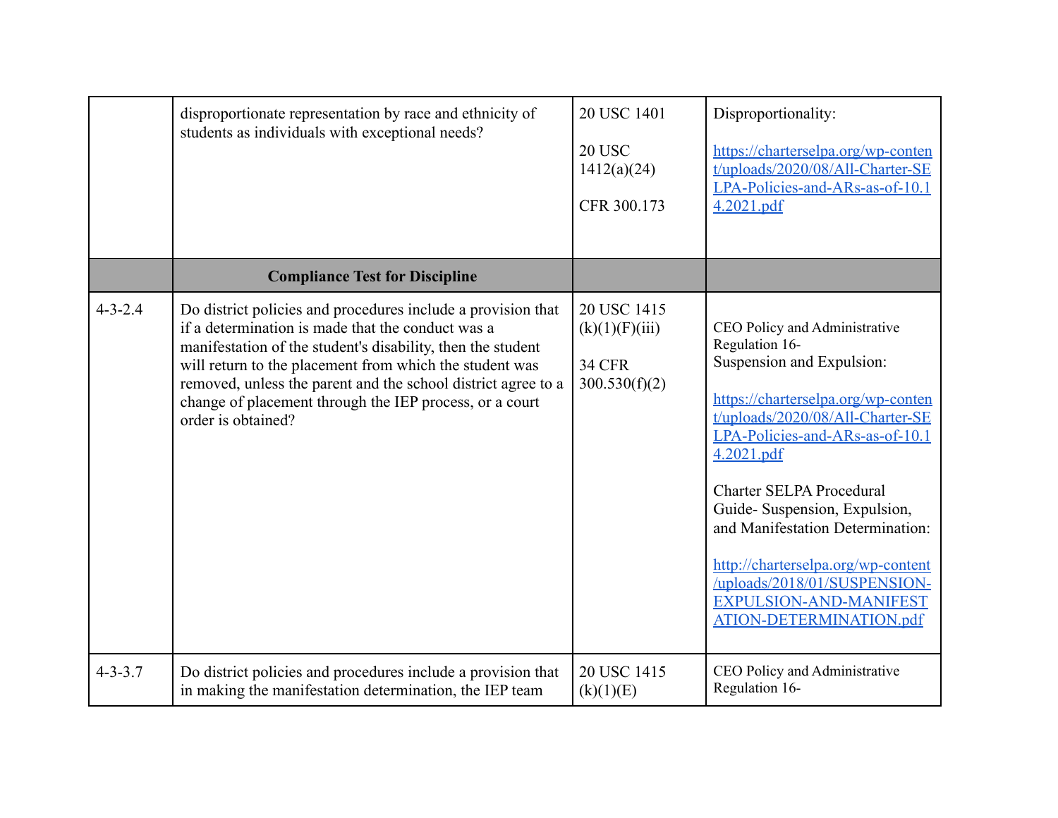| | | | |
|---|---|---|---|
| | disproportionate representation by race and ethnicity of students as individuals with exceptional needs? | 20 USC 1401<br><br>20 USC 1412(a)(24)<br><br>CFR 300.173 | Disproportionality:<br><br>https://charterselpa.org/wp-content/uploads/2020/08/All-Charter-SELPA-Policies-and-ARs-as-of-10.14.2021.pdf |
| | **Compliance Test for Discipline** | | |
| 4-3-2.4 | Do district policies and procedures include a provision that if a determination is made that the conduct was a manifestation of the student's disability, then the student will return to the placement from which the student was removed, unless the parent and the school district agree to a change of placement through the IEP process, or a court order is obtained? | 20 USC 1415 (k)(1)(F)(iii)<br><br>34 CFR 300.530(f)(2) | CEO Policy and Administrative Regulation 16- Suspension and Expulsion:<br><br>https://charterselpa.org/wp-content/uploads/2020/08/All-Charter-SELPA-Policies-and-ARs-as-of-10.14.2021.pdf<br><br>Charter SELPA Procedural Guide- Suspension, Expulsion, and Manifestation Determination:<br><br>http://charterselpa.org/wp-content/uploads/2018/01/SUSPENSION-EXPULSION-AND-MANIFESTATION-DETERMINATION.pdf |
| 4-3-3.7 | Do district policies and procedures include a provision that in making the manifestation determination, the IEP team | 20 USC 1415 (k)(1)(E) | CEO Policy and Administrative Regulation 16- |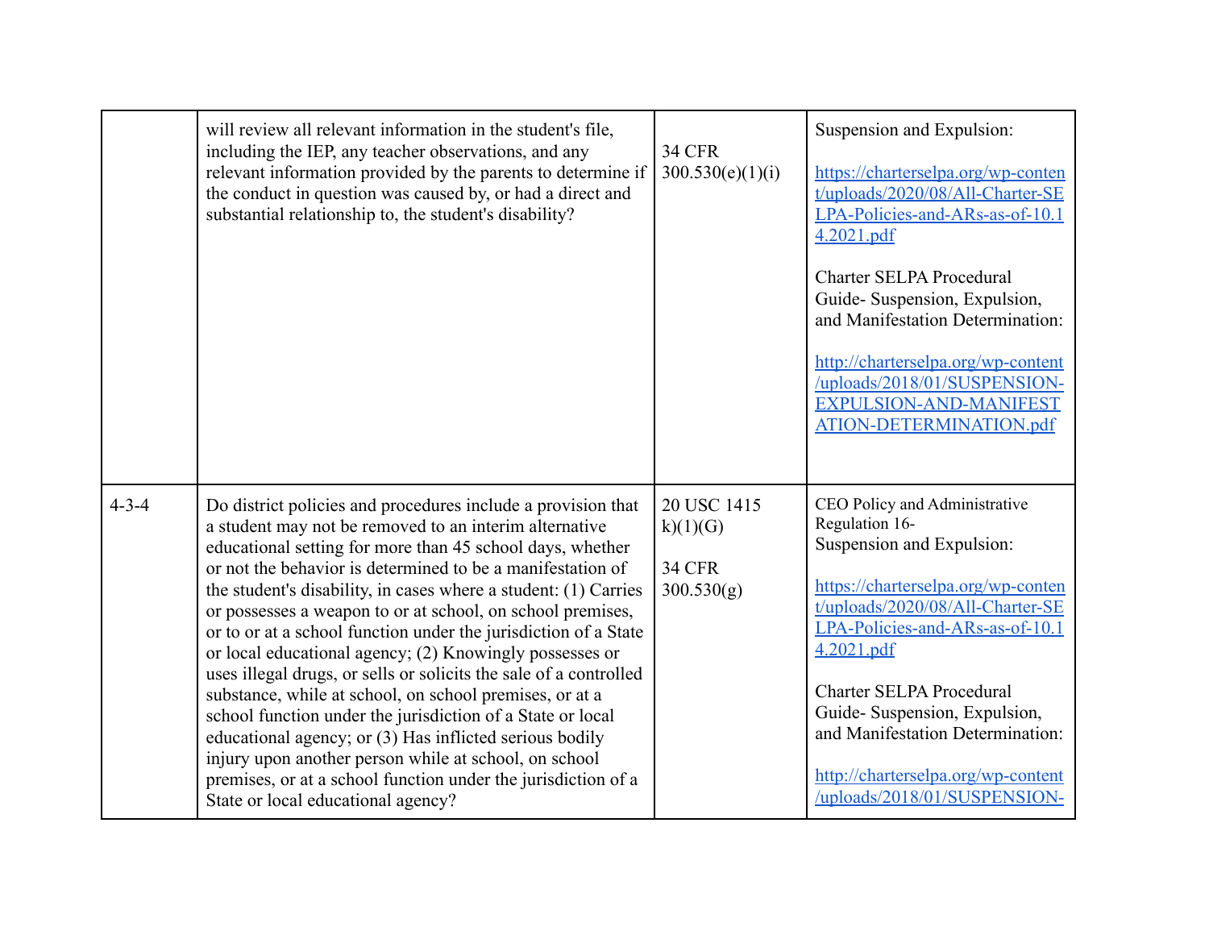| | | | |
|---|---|---|---|
| | will review all relevant information in the student's file, including the IEP, any teacher observations, and any relevant information provided by the parents to determine if the conduct in question was caused by, or had a direct and substantial relationship to, the student's disability? | 34 CFR 300.530(e)(1)(i) | Suspension and Expulsion:<br><br>[https://charterselpa.org/wp-content/uploads/2020/08/All-Charter-SELPA-Policies-and-ARs-as-of-10.14.2021.pdf](https://charterselpa.org/wp-content/uploads/2020/08/All-Charter-SELPA-Policies-and-ARs-as-of-10.14.2021.pdf)<br><br>Charter SELPA Procedural Guide- Suspension, Expulsion, and Manifestation Determination:<br><br>[http://charterselpa.org/wp-content/uploads/2018/01/SUSPENSION-EXPULSION-AND-MANIFESTATION-DETERMINATION.pdf](http://charterselpa.org/wp-content/uploads/2018/01/SUSPENSION-EXPULSION-AND-MANIFESTATION-DETERMINATION.pdf) |
| 4-3-4 | Do district policies and procedures include a provision that a student may not be removed to an interim alternative educational setting for more than 45 school days, whether or not the behavior is determined to be a manifestation of the student's disability, in cases where a student: (1) Carries or possesses a weapon to or at school, on school premises, or to or at a school function under the jurisdiction of a State or local educational agency; (2) Knowingly possesses or uses illegal drugs, or sells or solicits the sale of a controlled substance, while at school, on school premises, or at a school function under the jurisdiction of a State or local educational agency; or (3) Has inflicted serious bodily injury upon another person while at school, on school premises, or at a school function under the jurisdiction of a State or local educational agency? | 20 USC 1415 k)(1)(G)<br><br>34 CFR 300.530(g) | CEO Policy and Administrative Regulation 16-<br>Suspension and Expulsion:<br><br>[https://charterselpa.org/wp-content/uploads/2020/08/All-Charter-SELPA-Policies-and-ARs-as-of-10.14.2021.pdf](https://charterselpa.org/wp-content/uploads/2020/08/All-Charter-SELPA-Policies-and-ARs-as-of-10.14.2021.pdf)<br><br>Charter SELPA Procedural Guide- Suspension, Expulsion, and Manifestation Determination:<br><br>[http://charterselpa.org/wp-content/uploads/2018/01/SUSPENSION-](http://charterselpa.org/wp-content/uploads/2018/01/SUSPENSION-) |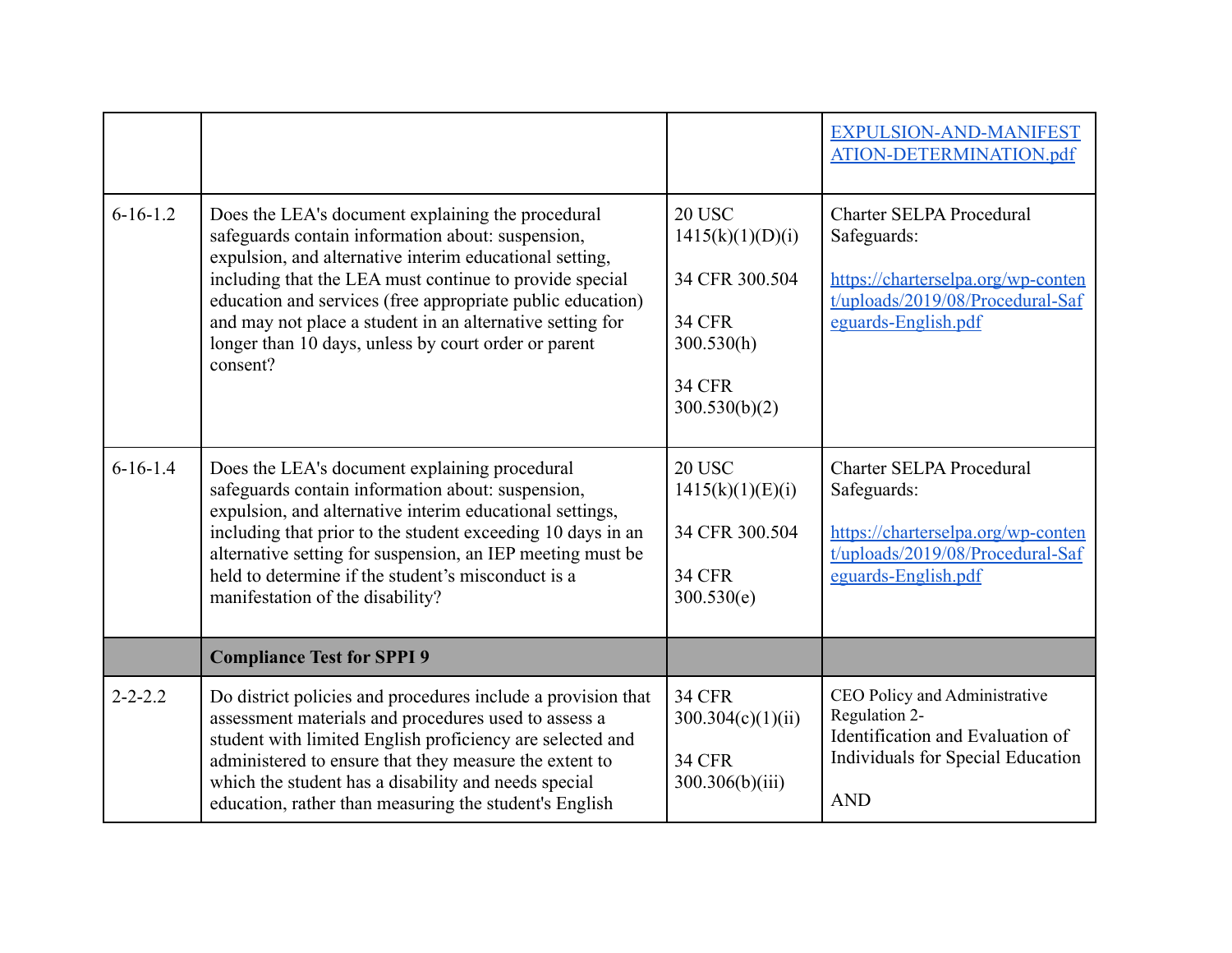| | | | |
|---|---|---|---|
| | | | EXPULSION-AND-MANIFESTATION-DETERMINATION.pdf |
| 6-16-1.2 | Does the LEA's document explaining the procedural safeguards contain information about: suspension, expulsion, and alternative interim educational setting, including that the LEA must continue to provide special education and services (free appropriate public education) and may not place a student in an alternative setting for longer than 10 days, unless by court order or parent consent? | 20 USC 1415(k)(1)(D)(i)<br><br>34 CFR 300.504<br><br>34 CFR 300.530(h)<br><br>34 CFR 300.530(b)(2) | Charter SELPA Procedural Safeguards:<br><br>https://charterselpa.org/wp-content/uploads/2019/08/Procedural-Safeguards-English.pdf |
| 6-16-1.4 | Does the LEA's document explaining procedural safeguards contain information about: suspension, expulsion, and alternative interim educational settings, including that prior to the student exceeding 10 days in an alternative setting for suspension, an IEP meeting must be held to determine if the student's misconduct is a manifestation of the disability? | 20 USC 1415(k)(1)(E)(i)<br><br>34 CFR 300.504<br><br>34 CFR 300.530(e) | Charter SELPA Procedural Safeguards:<br><br>https://charterselpa.org/wp-content/uploads/2019/08/Procedural-Safeguards-English.pdf |
| | **Compliance Test for SPPI 9** | | |
| 2-2-2.2 | Do district policies and procedures include a provision that assessment materials and procedures used to assess a student with limited English proficiency are selected and administered to ensure that they measure the extent to which the student has a disability and needs special education, rather than measuring the student's English | 34 CFR 300.304(c)(1)(ii)<br><br>34 CFR 300.306(b)(iii) | CEO Policy and Administrative Regulation 2-<br>Identification and Evaluation of Individuals for Special Education<br><br>AND |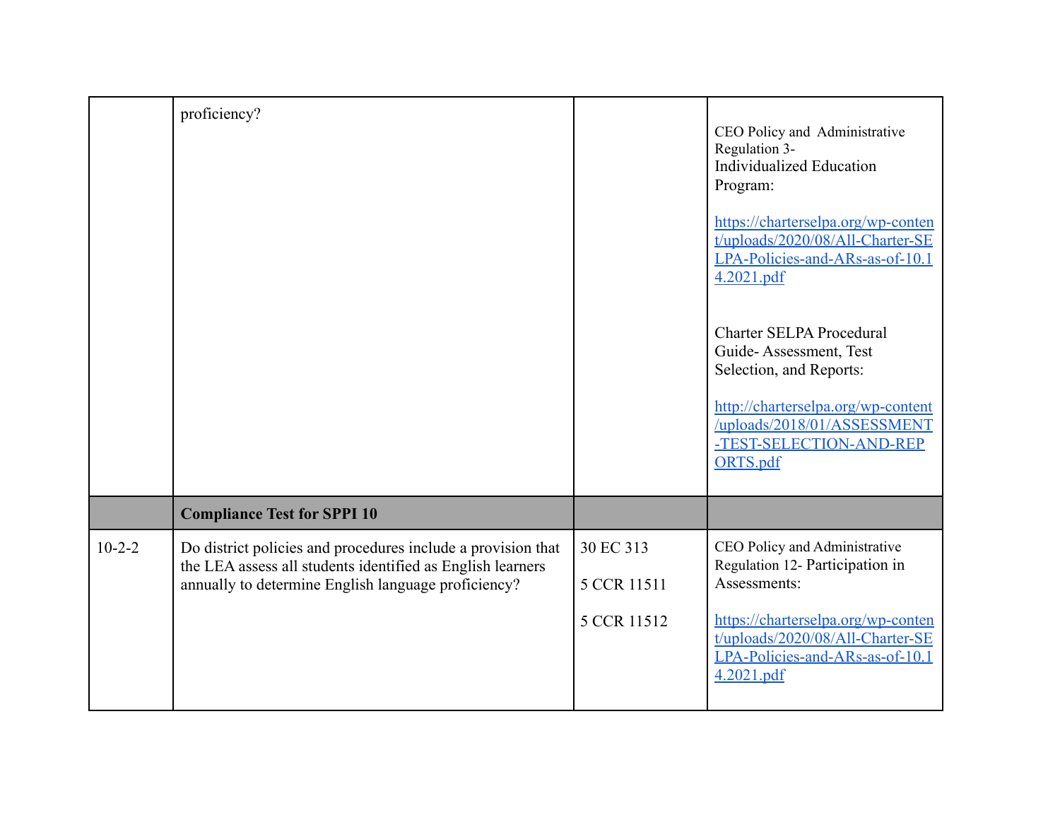| | | | |
|---|---|---|---|
| | proficiency? | | CEO Policy and Administrative Regulation 3- Individualized Education Program: [https://charterselpa.org/wp-content/uploads/2020/08/All-Charter-SELPA-Policies-and-ARs-as-of-10.14.2021.pdf](https://charterselpa.org/wp-content/uploads/2020/08/All-Charter-SELPA-Policies-and-ARs-as-of-10.14.2021.pdf) <br><br> Charter SELPA Procedural Guide- Assessment, Test Selection, and Reports: [http://charterselpa.org/wp-content/uploads/2018/01/ASSESSMENT-TEST-SELECTION-AND-REPORTS.pdf](http://charterselpa.org/wp-content/uploads/2018/01/ASSESSMENT-TEST-SELECTION-AND-REPORTS.pdf) |
| | **Compliance Test for SPPI 10** | | |
| 10-2-2 | Do district policies and procedures include a provision that the LEA assess all students identified as English learners annually to determine English language proficiency? | 30 EC 313 <br><br> 5 CCR 11511 <br><br> 5 CCR 11512 | CEO Policy and Administrative Regulation 12- Participation in Assessments: [https://charterselpa.org/wp-content/uploads/2020/08/All-Charter-SELPA-Policies-and-ARs-as-of-10.14.2021.pdf](https://charterselpa.org/wp-content/uploads/2020/08/All-Charter-SELPA-Policies-and-ARs-as-of-10.14.2021.pdf) |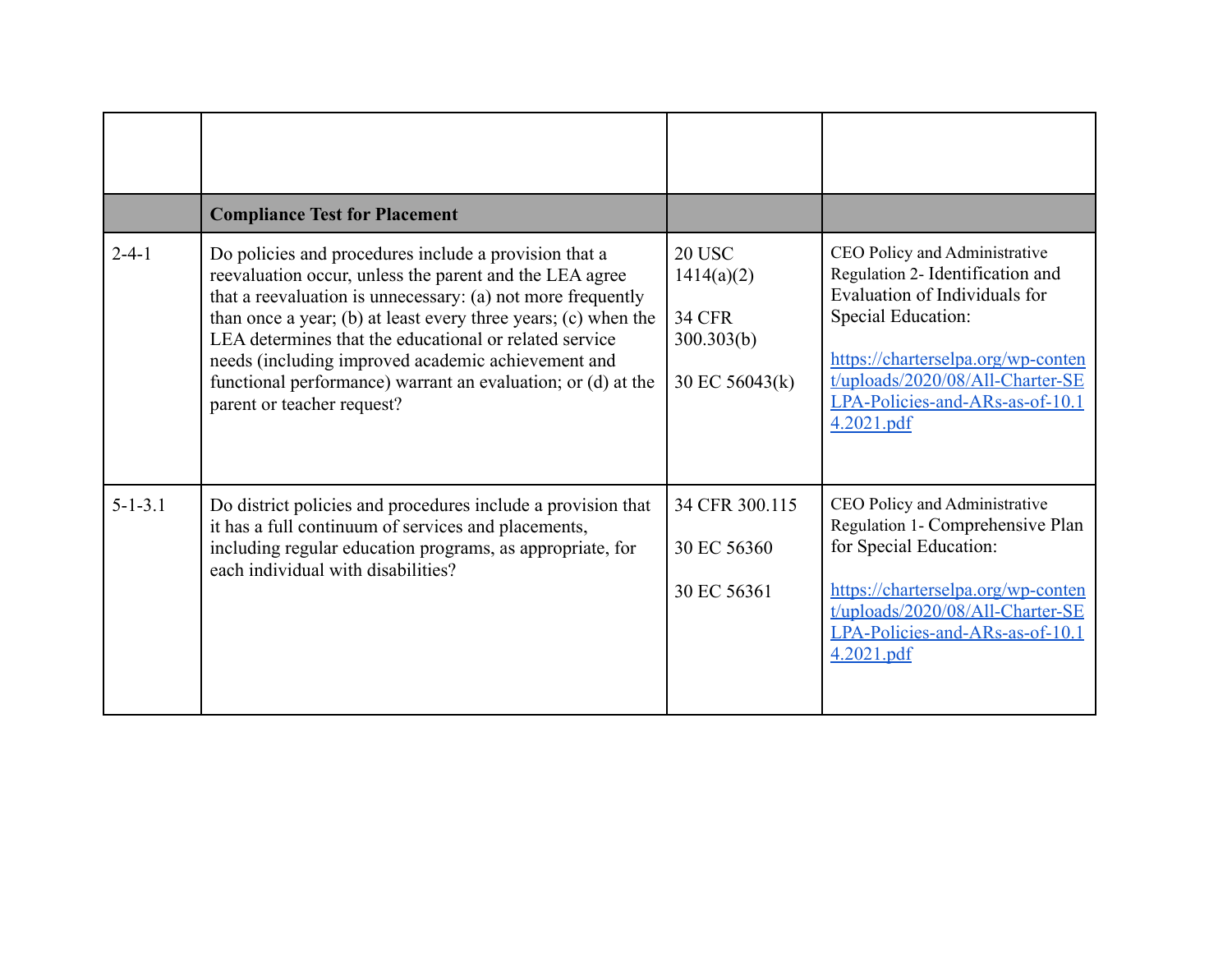| | | | |
|---|---|---|---|
| | **Compliance Test for Placement** | | |
| 2-4-1 | Do policies and procedures include a provision that a reevaluation occur, unless the parent and the LEA agree that a reevaluation is unnecessary: (a) not more frequently than once a year; (b) at least every three years; (c) when the LEA determines that the educational or related service needs (including improved academic achievement and functional performance) warrant an evaluation; or (d) at the parent or teacher request? | 20 USC 1414(a)(2)<br><br>34 CFR 300.303(b)<br><br>30 EC 56043(k) | CEO Policy and Administrative Regulation 2- Identification and Evaluation of Individuals for Special Education:<br><br>https://charterselpa.org/wp-content/uploads/2020/08/All-Charter-SELPA-Policies-and-ARs-as-of-10.14.2021.pdf |
| 5-1-3.1 | Do district policies and procedures include a provision that it has a full continuum of services and placements, including regular education programs, as appropriate, for each individual with disabilities? | 34 CFR 300.115<br><br>30 EC 56360<br><br>30 EC 56361 | CEO Policy and Administrative Regulation 1- Comprehensive Plan for Special Education:<br><br>https://charterselpa.org/wp-content/uploads/2020/08/All-Charter-SELPA-Policies-and-ARs-as-of-10.14.2021.pdf |